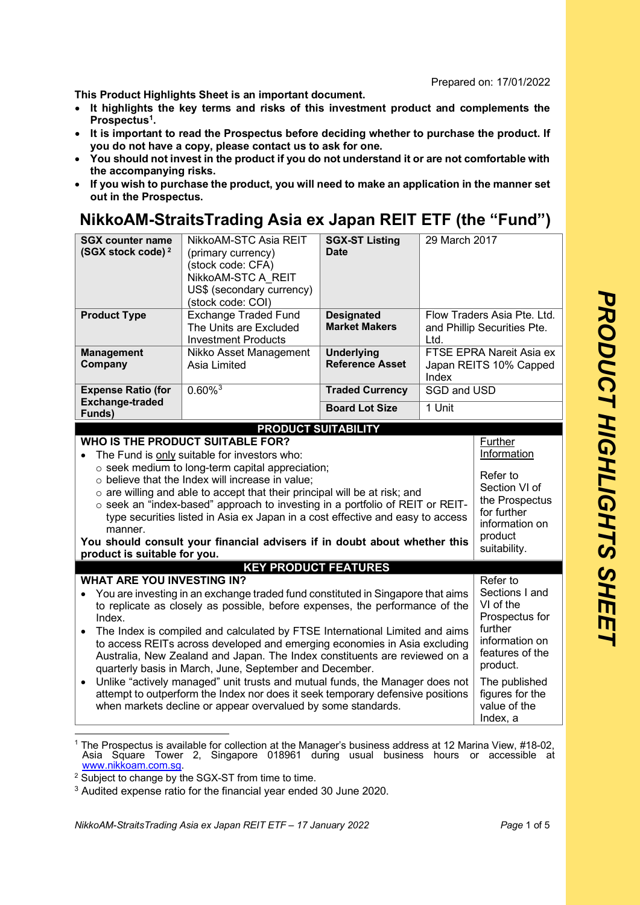Prepared on: 17/01/2022

**This Product Highlights Sheet is an important document.**

- **It highlights the key terms and risks of this investment product and complements the Prospectus[1].**
- **It is important to read the Prospectus before deciding whether to purchase the product. If you do not have a copy, please contact us to ask for one.**
- **You should not invest in the product if you do not understand it or are not comfortable with the accompanying risks.**
- **If you wish to purchase the product, you will need to make an application in the manner set out in the Prospectus.**

# NikkoAM-StraitsTrading Asia ex Japan REIT ETF (the "Fund")

| | | | |
|---|---|---|---|
| **SGX counter name (SGX stock code)[2]** | NikkoAM-STC Asia REIT (primary currency) (stock code: CFA) NikkoAM-STC A_REIT US$ (secondary currency) (stock code: COI) | **SGX-ST Listing Date** | 29 March 2017 |
| **Product Type** | Exchange Traded Fund The Units are Excluded Investment Products | **Designated Market Makers** | Flow Traders Asia Pte. Ltd. and Phillip Securities Pte. Ltd. |
| **Management Company** | Nikko Asset Management Asia Limited | **Underlying Reference Asset** | FTSE EPRA Nareit Asia ex Japan REITS 10% Capped Index |
| **Expense Ratio (for Exchange-traded Funds)** | 0.60%[3] | **Traded Currency** | SGD and USD |
| | | **Board Lot Size** | 1 Unit |

## PRODUCT SUITABILITY

| | |
|---|---|
| **WHO IS THE PRODUCT SUITABLE FOR?**<br>• The Fund is <u>only</u> suitable for investors who:<br>○ seek medium to long-term capital appreciation;<br>○ believe that the Index will increase in value;<br>○ are willing and able to accept that their principal will be at risk; and<br>○ seek an "index-based" approach to investing in a portfolio of REIT or REIT-type securities listed in Asia ex Japan in a cost effective and easy to access manner.<br>**You should consult your financial advisers if in doubt about whether this product is suitable for you.** | <u>Further Information</u><br><br>Refer to Section VI of the Prospectus for further information on product suitability. |

## KEY PRODUCT FEATURES

| | |
|---|---|
| **WHAT ARE YOU INVESTING IN?**<br>• You are investing in an exchange traded fund constituted in Singapore that aims to replicate as closely as possible, before expenses, the performance of the Index.<br>• The Index is compiled and calculated by FTSE International Limited and aims to access REITs across developed and emerging economies in Asia excluding Australia, New Zealand and Japan. The Index constituents are reviewed on a quarterly basis in March, June, September and December.<br>• Unlike "actively managed" unit trusts and mutual funds, the Manager does not attempt to outperform the Index nor does it seek temporary defensive positions when markets decline or appear overvalued by some standards. | Refer to Sections I and VI of the Prospectus for further information on features of the product.<br><br>The published figures for the value of the Index, a |

[1] The Prospectus is available for collection at the Manager's business address at 12 Marina View, #18-02, Asia Square Tower 2, Singapore 018961 during usual business hours or accessible at www.nikkoam.com.sg.

[2] Subject to change by the SGX-ST from time to time.

[3] Audited expense ratio for the financial year ended 30 June 2020.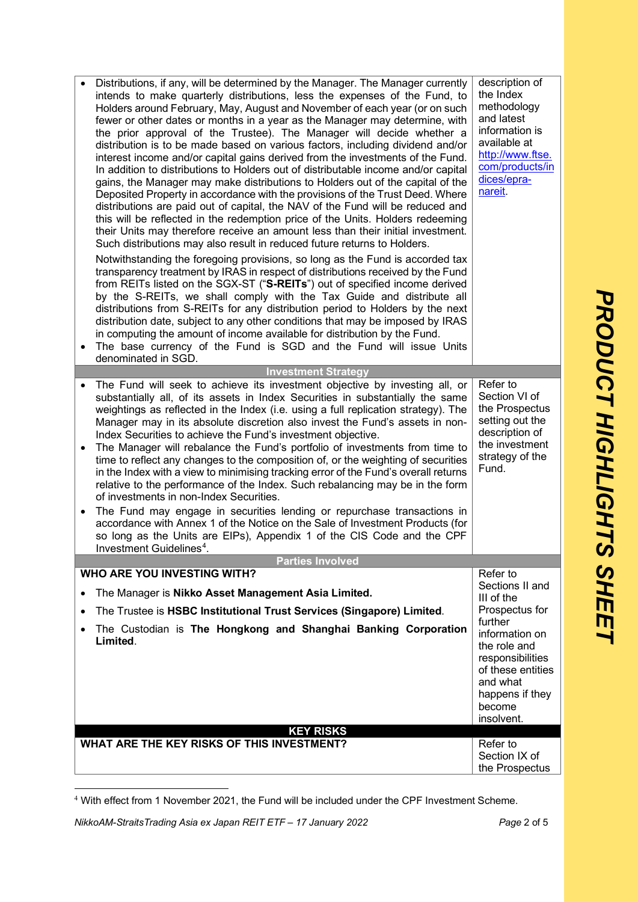| | |
|---|---|
| • Distributions, if any, will be determined by the Manager. The Manager currently intends to make quarterly distributions, less the expenses of the Fund, to Holders around February, May, August and November of each year (or on such fewer or other dates or months in a year as the Manager may determine, with the prior approval of the Trustee). The Manager will decide whether a distribution is to be made based on various factors, including dividend and/or interest income and/or capital gains derived from the investments of the Fund. In addition to distributions to Holders out of distributable income and/or capital gains, the Manager may make distributions to Holders out of the capital of the Deposited Property in accordance with the provisions of the Trust Deed. Where distributions are paid out of capital, the NAV of the Fund will be reduced and this will be reflected in the redemption price of the Units. Holders redeeming their Units may therefore receive an amount less than their initial investment. Such distributions may also result in reduced future returns to Holders. <br><br> Notwithstanding the foregoing provisions, so long as the Fund is accorded tax transparency treatment by IRAS in respect of distributions received by the Fund from REITs listed on the SGX-ST ("**S-REITs**") out of specified income derived by the S-REITs, we shall comply with the Tax Guide and distribute all distributions from S-REITs for any distribution period to Holders by the next distribution date, subject to any other conditions that may be imposed by IRAS in computing the amount of income available for distribution by the Fund. <br> • The base currency of the Fund is SGD and the Fund will issue Units denominated in SGD. | description of the Index methodology and latest information is available at [http://www.ftse.com/products/indices/epra-nareit](http://www.ftse.com/products/indices/epra-nareit). |
| **Investment Strategy** | |
| • The Fund will seek to achieve its investment objective by investing all, or substantially all, of its assets in Index Securities in substantially the same weightings as reflected in the Index (i.e. using a full replication strategy). The Manager may in its absolute discretion also invest the Fund's assets in non-Index Securities to achieve the Fund's investment objective. <br> • The Manager will rebalance the Fund's portfolio of investments from time to time to reflect any changes to the composition of, or the weighting of securities in the Index with a view to minimising tracking error of the Fund's overall returns relative to the performance of the Index. Such rebalancing may be in the form of investments in non-Index Securities. <br> • The Fund may engage in securities lending or repurchase transactions in accordance with Annex 1 of the Notice on the Sale of Investment Products (for so long as the Units are EIPs), Appendix 1 of the CIS Code and the CPF Investment Guidelines[4]. | Refer to Section VI of the Prospectus setting out the description of the investment strategy of the Fund. |
| **Parties Involved** | |
| **WHO ARE YOU INVESTING WITH?** <br> • The Manager is **Nikko Asset Management Asia Limited.** <br> • The Trustee is **HSBC Institutional Trust Services (Singapore) Limited**. <br> • The Custodian is **The Hongkong and Shanghai Banking Corporation Limited**. | Refer to Sections II and III of the Prospectus for further information on the role and responsibilities of these entities and what happens if they become insolvent. |
| **KEY RISKS** | |
| **WHAT ARE THE KEY RISKS OF THIS INVESTMENT?** | Refer to Section IX of the Prospectus |

[4] With effect from 1 November 2021, the Fund will be included under the CPF Investment Scheme.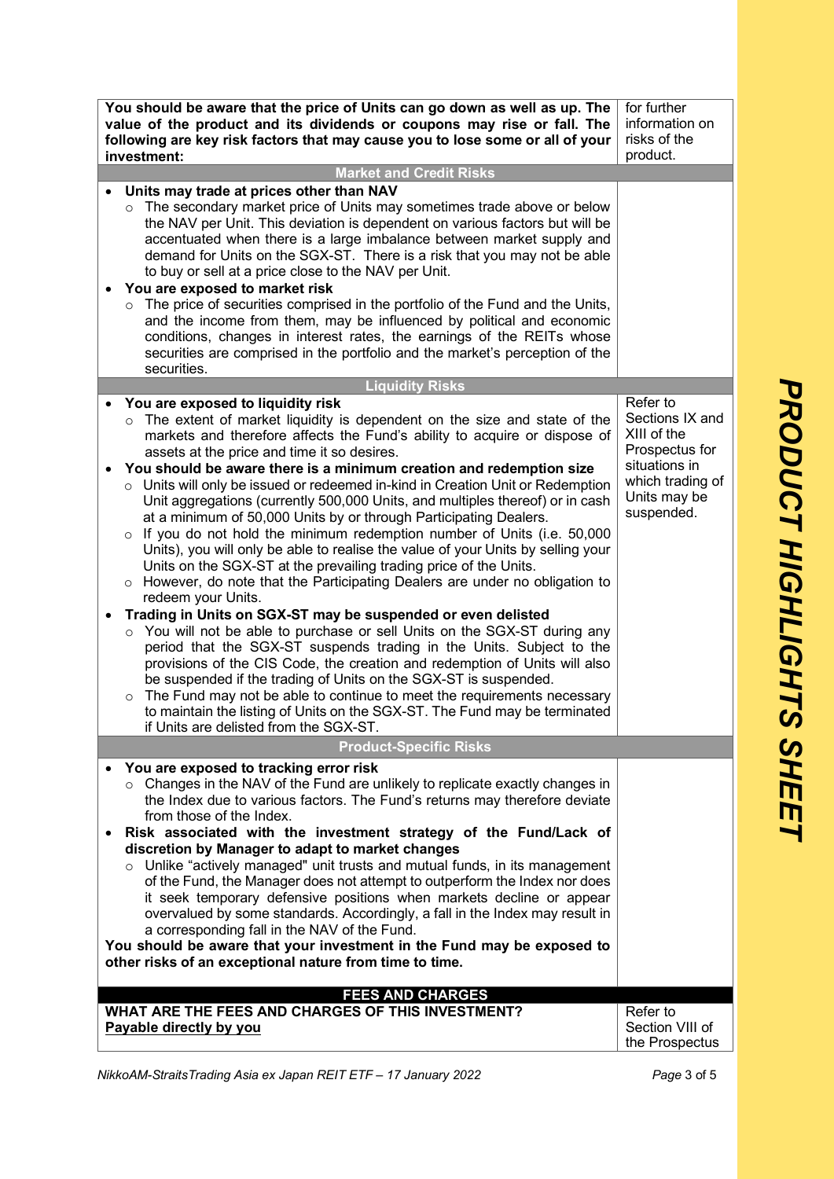| You should be aware that the price of Units can go down as well as up. The value of the product and its dividends or coupons may rise or fall. The following are key risk factors that may cause you to lose some or all of your investment: | for further information on risks of the product. |
|---|---|
| **Market and Credit Risks** | |
| • **Units may trade at prices other than NAV**<br>○ The secondary market price of Units may sometimes trade above or below the NAV per Unit. This deviation is dependent on various factors but will be accentuated when there is a large imbalance between market supply and demand for Units on the SGX-ST. There is a risk that you may not be able to buy or sell at a price close to the NAV per Unit.<br>• **You are exposed to market risk**<br>○ The price of securities comprised in the portfolio of the Fund and the Units, and the income from them, may be influenced by political and economic conditions, changes in interest rates, the earnings of the REITs whose securities are comprised in the portfolio and the market's perception of the securities. | |
| **Liquidity Risks** | |
| • **You are exposed to liquidity risk**<br>○ The extent of market liquidity is dependent on the size and state of the markets and therefore affects the Fund's ability to acquire or dispose of assets at the price and time it so desires.<br>• **You should be aware there is a minimum creation and redemption size**<br>○ Units will only be issued or redeemed in-kind in Creation Unit or Redemption Unit aggregations (currently 500,000 Units, and multiples thereof) or in cash at a minimum of 50,000 Units by or through Participating Dealers.<br>○ If you do not hold the minimum redemption number of Units (i.e. 50,000 Units), you will only be able to realise the value of your Units by selling your Units on the SGX-ST at the prevailing trading price of the Units.<br>○ However, do note that the Participating Dealers are under no obligation to redeem your Units.<br>• **Trading in Units on SGX-ST may be suspended or even delisted**<br>○ You will not be able to purchase or sell Units on the SGX-ST during any period that the SGX-ST suspends trading in the Units. Subject to the provisions of the CIS Code, the creation and redemption of Units will also be suspended if the trading of Units on the SGX-ST is suspended.<br>○ The Fund may not be able to continue to meet the requirements necessary to maintain the listing of Units on the SGX-ST. The Fund may be terminated if Units are delisted from the SGX-ST. | Refer to Sections IX and XIII of the Prospectus for situations in which trading of Units may be suspended. |
| **Product-Specific Risks** | |
| • **You are exposed to tracking error risk**<br>○ Changes in the NAV of the Fund are unlikely to replicate exactly changes in the Index due to various factors. The Fund's returns may therefore deviate from those of the Index.<br>• **Risk associated with the investment strategy of the Fund/Lack of discretion by Manager to adapt to market changes**<br>○ Unlike "actively managed" unit trusts and mutual funds, in its management of the Fund, the Manager does not attempt to outperform the Index nor does it seek temporary defensive positions when markets decline or appear overvalued by some standards. Accordingly, a fall in the Index may result in a corresponding fall in the NAV of the Fund.<br>**You should be aware that your investment in the Fund may be exposed to other risks of an exceptional nature from time to time.** | |

## FEES AND CHARGES

| **WHAT ARE THE FEES AND CHARGES OF THIS INVESTMENT?**<br>**Payable directly by you** | Refer to Section VIII of the Prospectus |
|---|---|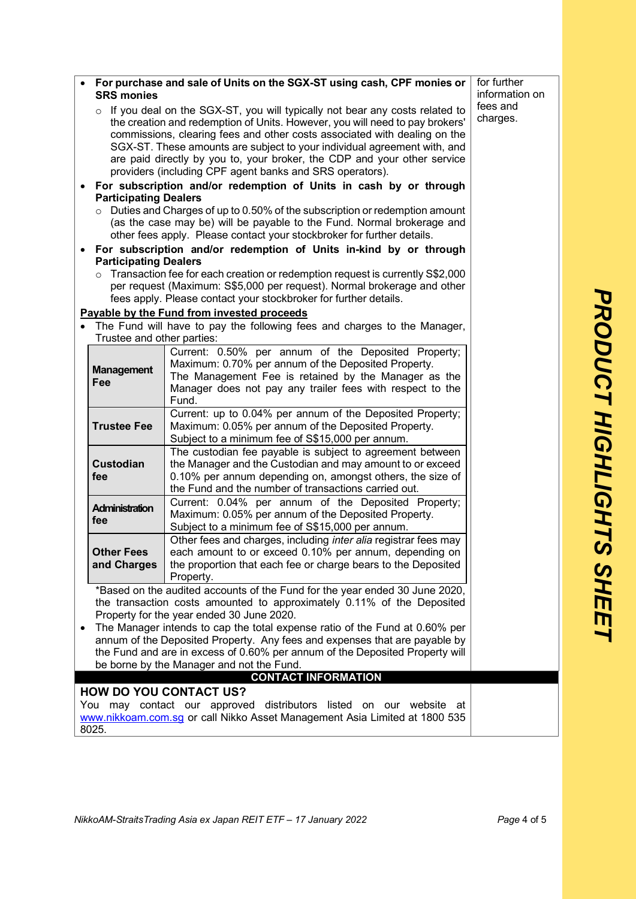- **For purchase and sale of Units on the SGX-ST using cash, CPF monies or SRS monies**
  - If you deal on the SGX-ST, you will typically not bear any costs related to the creation and redemption of Units. However, you will need to pay brokers' commissions, clearing fees and other costs associated with dealing on the SGX-ST. These amounts are subject to your individual agreement with, and are paid directly by you to, your broker, the CDP and your other service providers (including CPF agent banks and SRS operators).
- **For subscription and/or redemption of Units in cash by or through Participating Dealers**
  - Duties and Charges of up to 0.50% of the subscription or redemption amount (as the case may be) will be payable to the Fund. Normal brokerage and other fees apply. Please contact your stockbroker for further details.
- **For subscription and/or redemption of Units in-kind by or through Participating Dealers**
  - Transaction fee for each creation or redemption request is currently S$2,000 per request (Maximum: S$5,000 per request). Normal brokerage and other fees apply. Please contact your stockbroker for further details.

**Payable by the Fund from invested proceeds**

- The Fund will have to pay the following fees and charges to the Manager, Trustee and other parties:

| | |
|---|---|
| **Management Fee** | Current: 0.50% per annum of the Deposited Property; Maximum: 0.70% per annum of the Deposited Property. The Management Fee is retained by the Manager as the Manager does not pay any trailer fees with respect to the Fund. |
| **Trustee Fee** | Current: up to 0.04% per annum of the Deposited Property; Maximum: 0.05% per annum of the Deposited Property. Subject to a minimum fee of S$15,000 per annum. |
| **Custodian fee** | The custodian fee payable is subject to agreement between the Manager and the Custodian and may amount to or exceed 0.10% per annum depending on, amongst others, the size of the Fund and the number of transactions carried out. |
| **Administration fee** | Current: 0.04% per annum of the Deposited Property; Maximum: 0.05% per annum of the Deposited Property. Subject to a minimum fee of S$15,000 per annum. |
| **Other Fees and Charges** | Other fees and charges, including *inter alia* registrar fees may each amount to or exceed 0.10% per annum, depending on the proportion that each fee or charge bears to the Deposited Property. |

*Based on the audited accounts of the Fund for the year ended 30 June 2020, the transaction costs amounted to approximately 0.11% of the Deposited Property for the year ended 30 June 2020.

- The Manager intends to cap the total expense ratio of the Fund at 0.60% per annum of the Deposited Property. Any fees and expenses that are payable by the Fund and are in excess of 0.60% per annum of the Deposited Property will be borne by the Manager and not the Fund.

for further information on fees and charges.

## CONTACT INFORMATION

### HOW DO YOU CONTACT US?

You may contact our approved distributors listed on our website at www.nikkoam.com.sg or call Nikko Asset Management Asia Limited at 1800 535 8025.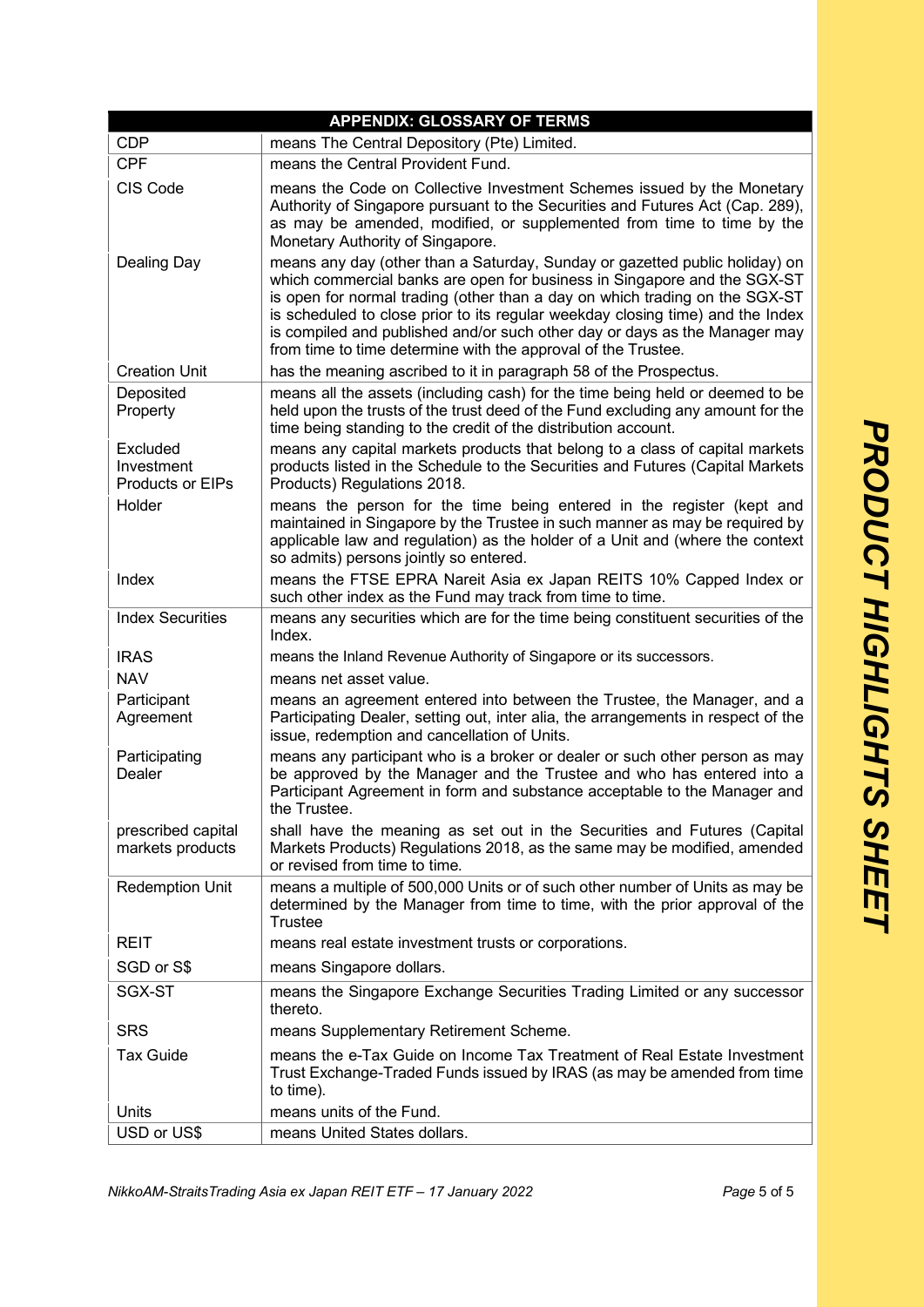| APPENDIX: GLOSSARY OF TERMS | |
|---|---|
| CDP | means The Central Depository (Pte) Limited. |
| CPF | means the Central Provident Fund. |
| CIS Code | means the Code on Collective Investment Schemes issued by the Monetary Authority of Singapore pursuant to the Securities and Futures Act (Cap. 289), as may be amended, modified, or supplemented from time to time by the Monetary Authority of Singapore. |
| Dealing Day | means any day (other than a Saturday, Sunday or gazetted public holiday) on which commercial banks are open for business in Singapore and the SGX-ST is open for normal trading (other than a day on which trading on the SGX-ST is scheduled to close prior to its regular weekday closing time) and the Index is compiled and published and/or such other day or days as the Manager may from time to time determine with the approval of the Trustee. |
| Creation Unit | has the meaning ascribed to it in paragraph 58 of the Prospectus. |
| Deposited Property | means all the assets (including cash) for the time being held or deemed to be held upon the trusts of the trust deed of the Fund excluding any amount for the time being standing to the credit of the distribution account. |
| Excluded Investment Products or EIPs | means any capital markets products that belong to a class of capital markets products listed in the Schedule to the Securities and Futures (Capital Markets Products) Regulations 2018. |
| Holder | means the person for the time being entered in the register (kept and maintained in Singapore by the Trustee in such manner as may be required by applicable law and regulation) as the holder of a Unit and (where the context so admits) persons jointly so entered. |
| Index | means the FTSE EPRA Nareit Asia ex Japan REITS 10% Capped Index or such other index as the Fund may track from time to time. |
| Index Securities | means any securities which are for the time being constituent securities of the Index. |
| IRAS | means the Inland Revenue Authority of Singapore or its successors. |
| NAV | means net asset value. |
| Participant Agreement | means an agreement entered into between the Trustee, the Manager, and a Participating Dealer, setting out, inter alia, the arrangements in respect of the issue, redemption and cancellation of Units. |
| Participating Dealer | means any participant who is a broker or dealer or such other person as may be approved by the Manager and the Trustee and who has entered into a Participant Agreement in form and substance acceptable to the Manager and the Trustee. |
| prescribed capital markets products | shall have the meaning as set out in the Securities and Futures (Capital Markets Products) Regulations 2018, as the same may be modified, amended or revised from time to time. |
| Redemption Unit | means a multiple of 500,000 Units or of such other number of Units as may be determined by the Manager from time to time, with the prior approval of the Trustee |
| REIT | means real estate investment trusts or corporations. |
| SGD or S$ | means Singapore dollars. |
| SGX-ST | means the Singapore Exchange Securities Trading Limited or any successor thereto. |
| SRS | means Supplementary Retirement Scheme. |
| Tax Guide | means the e-Tax Guide on Income Tax Treatment of Real Estate Investment Trust Exchange-Traded Funds issued by IRAS (as may be amended from time to time). |
| Units | means units of the Fund. |
| USD or US$ | means United States dollars. |